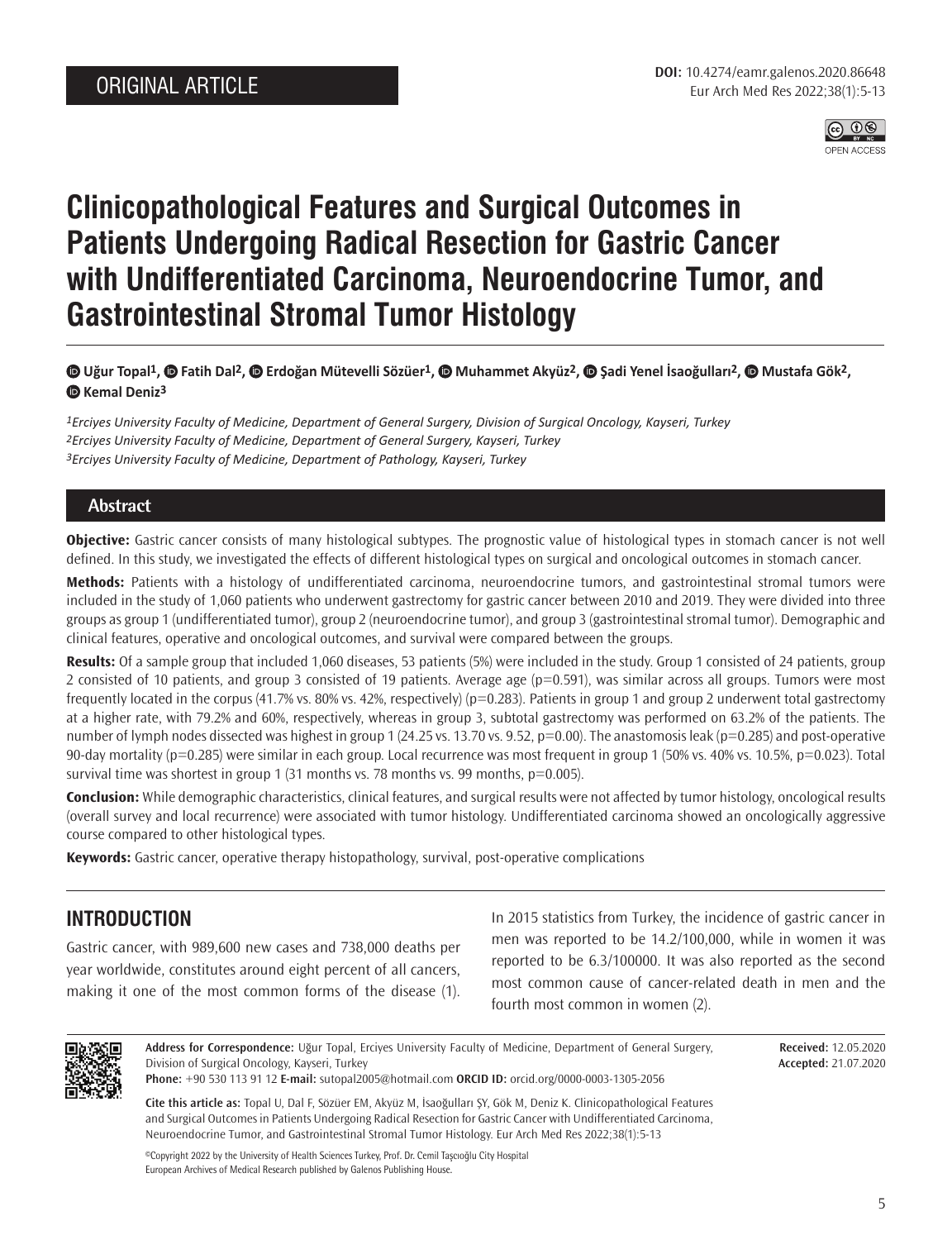ORIGINAL ARTICLE

DOI: 10.4274/eamr.galenos.2020.86648

# Clinicopathological Features and Surgical Outcomes in Patients Undergoing Radical Resection for Gastric Cancer with Undifferentiated Carcinoma, Neuroendocrine Tumor, and Gastrointestinal Stromal Tumor Histology

**Uğur Topal[1], Fatih Dal[2], Erdoğan Mütevelli Sözüer[1], Muhammet Akyüz[2], Şadi Yenel İsaoğulları[2], Mustafa Gök[2], Kemal Deniz[3]**

*[1]Erciyes University Faculty of Medicine, Department of General Surgery, Division of Surgical Oncology, Kayseri, Turkey*
*[2]Erciyes University Faculty of Medicine, Department of General Surgery, Kayseri, Turkey*
*[3]Erciyes University Faculty of Medicine, Department of Pathology, Kayseri, Turkey*

## Abstract

**Objective:** Gastric cancer consists of many histological subtypes. The prognostic value of histological types in stomach cancer is not well defined. In this study, we investigated the effects of different histological types on surgical and oncological outcomes in stomach cancer.

**Methods:** Patients with a histology of undifferentiated carcinoma, neuroendocrine tumors, and gastrointestinal stromal tumors were included in the study of 1,060 patients who underwent gastrectomy for gastric cancer between 2010 and 2019. They were divided into three groups as group 1 (undifferentiated tumor), group 2 (neuroendocrine tumor), and group 3 (gastrointestinal stromal tumor). Demographic and clinical features, operative and oncological outcomes, and survival were compared between the groups.

**Results:** Of a sample group that included 1,060 diseases, 53 patients (5%) were included in the study. Group 1 consisted of 24 patients, group 2 consisted of 10 patients, and group 3 consisted of 19 patients. Average age (p=0.591), was similar across all groups. Tumors were most frequently located in the corpus (41.7% vs. 80% vs. 42%, respectively) (p=0.283). Patients in group 1 and group 2 underwent total gastrectomy at a higher rate, with 79.2% and 60%, respectively, whereas in group 3, subtotal gastrectomy was performed on 63.2% of the patients. The number of lymph nodes dissected was highest in group 1 (24.25 vs. 13.70 vs. 9.52, p=0.00). The anastomosis leak (p=0.285) and post-operative 90-day mortality (p=0.285) were similar in each group. Local recurrence was most frequent in group 1 (50% vs. 40% vs. 10.5%, p=0.023). Total survival time was shortest in group 1 (31 months vs. 78 months vs. 99 months, p=0.005).

**Conclusion:** While demographic characteristics, clinical features, and surgical results were not affected by tumor histology, oncological results (overall survey and local recurrence) were associated with tumor histology. Undifferentiated carcinoma showed an oncologically aggressive course compared to other histological types.

**Keywords:** Gastric cancer, operative therapy histopathology, survival, post-operative complications

## INTRODUCTION

Gastric cancer, with 989,600 new cases and 738,000 deaths per year worldwide, constitutes around eight percent of all cancers, making it one of the most common forms of the disease (1).

In 2015 statistics from Turkey, the incidence of gastric cancer in men was reported to be 14.2/100,000, while in women it was reported to be 6.3/100000. It was also reported as the second most common cause of cancer-related death in men and the fourth most common in women (2).

**Address for Correspondence:** Uğur Topal, Erciyes University Faculty of Medicine, Department of General Surgery, Division of Surgical Oncology, Kayseri, Turkey
**Phone:** +90 530 113 91 12 **E-mail:** sutopal2005@hotmail.com **ORCID ID:** orcid.org/0000-0003-1305-2056

**Received:** 12.05.2020
**Accepted:** 21.07.2020

**Cite this article as:** Topal U, Dal F, Sözüer EM, Akyüz M, İsaoğulları ŞY, Gök M, Deniz K. Clinicopathological Features and Surgical Outcomes in Patients Undergoing Radical Resection for Gastric Cancer with Undifferentiated Carcinoma, Neuroendocrine Tumor, and Gastrointestinal Stromal Tumor Histology. Eur Arch Med Res 2022;38(1):5-13

©Copyright 2022 by the University of Health Sciences Turkey, Prof. Dr. Cemil Taşcıoğlu City Hospital
European Archives of Medical Research published by Galenos Publishing House.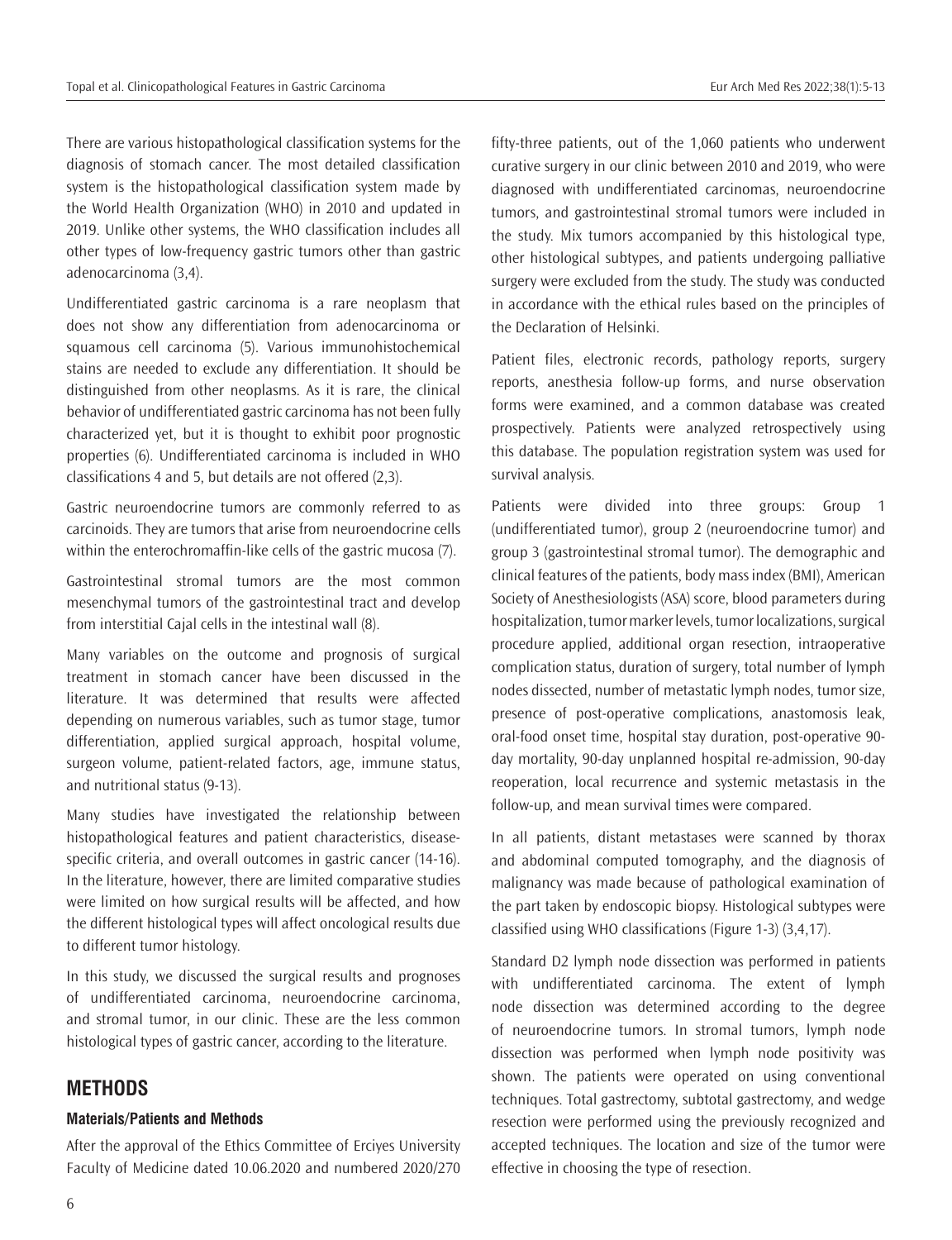There are various histopathological classification systems for the diagnosis of stomach cancer. The most detailed classification system is the histopathological classification system made by the World Health Organization (WHO) in 2010 and updated in 2019. Unlike other systems, the WHO classification includes all other types of low-frequency gastric tumors other than gastric adenocarcinoma (3,4).

Undifferentiated gastric carcinoma is a rare neoplasm that does not show any differentiation from adenocarcinoma or squamous cell carcinoma (5). Various immunohistochemical stains are needed to exclude any differentiation. It should be distinguished from other neoplasms. As it is rare, the clinical behavior of undifferentiated gastric carcinoma has not been fully characterized yet, but it is thought to exhibit poor prognostic properties (6). Undifferentiated carcinoma is included in WHO classifications 4 and 5, but details are not offered (2,3).

Gastric neuroendocrine tumors are commonly referred to as carcinoids. They are tumors that arise from neuroendocrine cells within the enterochromaffin-like cells of the gastric mucosa (7).

Gastrointestinal stromal tumors are the most common mesenchymal tumors of the gastrointestinal tract and develop from interstitial Cajal cells in the intestinal wall (8).

Many variables on the outcome and prognosis of surgical treatment in stomach cancer have been discussed in the literature. It was determined that results were affected depending on numerous variables, such as tumor stage, tumor differentiation, applied surgical approach, hospital volume, surgeon volume, patient-related factors, age, immune status, and nutritional status (9-13).

Many studies have investigated the relationship between histopathological features and patient characteristics, disease-specific criteria, and overall outcomes in gastric cancer (14-16). In the literature, however, there are limited comparative studies were limited on how surgical results will be affected, and how the different histological types will affect oncological results due to different tumor histology.

In this study, we discussed the surgical results and prognoses of undifferentiated carcinoma, neuroendocrine carcinoma, and stromal tumor, in our clinic. These are the less common histological types of gastric cancer, according to the literature.

## METHODS

### Materials/Patients and Methods

After the approval of the Ethics Committee of Erciyes University Faculty of Medicine dated 10.06.2020 and numbered 2020/270 fifty-three patients, out of the 1,060 patients who underwent curative surgery in our clinic between 2010 and 2019, who were diagnosed with undifferentiated carcinomas, neuroendocrine tumors, and gastrointestinal stromal tumors were included in the study. Mix tumors accompanied by this histological type, other histological subtypes, and patients undergoing palliative surgery were excluded from the study. The study was conducted in accordance with the ethical rules based on the principles of the Declaration of Helsinki.

Patient files, electronic records, pathology reports, surgery reports, anesthesia follow-up forms, and nurse observation forms were examined, and a common database was created prospectively. Patients were analyzed retrospectively using this database. The population registration system was used for survival analysis.

Patients were divided into three groups: Group 1 (undifferentiated tumor), group 2 (neuroendocrine tumor) and group 3 (gastrointestinal stromal tumor). The demographic and clinical features of the patients, body mass index (BMI), American Society of Anesthesiologists (ASA) score, blood parameters during hospitalization, tumor marker levels, tumor localizations, surgical procedure applied, additional organ resection, intraoperative complication status, duration of surgery, total number of lymph nodes dissected, number of metastatic lymph nodes, tumor size, presence of post-operative complications, anastomosis leak, oral-food onset time, hospital stay duration, post-operative 90-day mortality, 90-day unplanned hospital re-admission, 90-day reoperation, local recurrence and systemic metastasis in the follow-up, and mean survival times were compared.

In all patients, distant metastases were scanned by thorax and abdominal computed tomography, and the diagnosis of malignancy was made because of pathological examination of the part taken by endoscopic biopsy. Histological subtypes were classified using WHO classifications (Figure 1-3) (3,4,17).

Standard D2 lymph node dissection was performed in patients with undifferentiated carcinoma. The extent of lymph node dissection was determined according to the degree of neuroendocrine tumors. In stromal tumors, lymph node dissection was performed when lymph node positivity was shown. The patients were operated on using conventional techniques. Total gastrectomy, subtotal gastrectomy, and wedge resection were performed using the previously recognized and accepted techniques. The location and size of the tumor were effective in choosing the type of resection.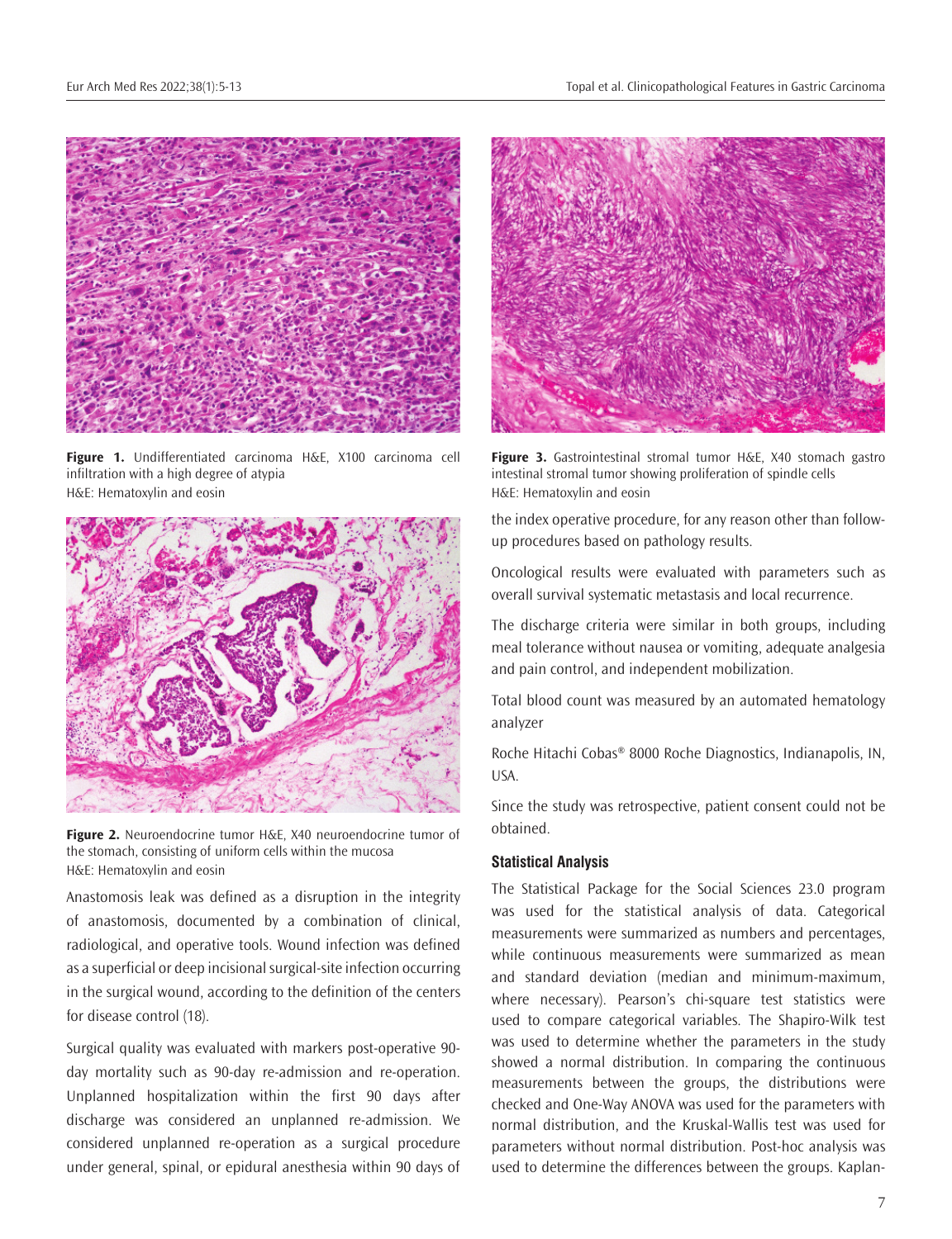Figure 1. Undifferentiated carcinoma H&E, X100 carcinoma cell infiltration with a high degree of atypia
H&E: Hematoxylin and eosin

Figure 2. Neuroendocrine tumor H&E, X40 neuroendocrine tumor of the stomach, consisting of uniform cells within the mucosa
H&E: Hematoxylin and eosin

Anastomosis leak was defined as a disruption in the integrity of anastomosis, documented by a combination of clinical, radiological, and operative tools. Wound infection was defined as a superficial or deep incisional surgical-site infection occurring in the surgical wound, according to the definition of the centers for disease control (18).

Surgical quality was evaluated with markers post-operative 90-day mortality such as 90-day re-admission and re-operation. Unplanned hospitalization within the first 90 days after discharge was considered an unplanned re-admission. We considered unplanned re-operation as a surgical procedure under general, spinal, or epidural anesthesia within 90 days of the index operative procedure, for any reason other than follow-up procedures based on pathology results.

Figure 3. Gastrointestinal stromal tumor H&E, X40 stomach gastro intestinal stromal tumor showing proliferation of spindle cells
H&E: Hematoxylin and eosin

Oncological results were evaluated with parameters such as overall survival systematic metastasis and local recurrence.

The discharge criteria were similar in both groups, including meal tolerance without nausea or vomiting, adequate analgesia and pain control, and independent mobilization.

Total blood count was measured by an automated hematology analyzer

Roche Hitachi Cobas® 8000 Roche Diagnostics, Indianapolis, IN, USA.

Since the study was retrospective, patient consent could not be obtained.

### Statistical Analysis

The Statistical Package for the Social Sciences 23.0 program was used for the statistical analysis of data. Categorical measurements were summarized as numbers and percentages, while continuous measurements were summarized as mean and standard deviation (median and minimum-maximum, where necessary). Pearson's chi-square test statistics were used to compare categorical variables. The Shapiro-Wilk test was used to determine whether the parameters in the study showed a normal distribution. In comparing the continuous measurements between the groups, the distributions were checked and One-Way ANOVA was used for the parameters with normal distribution, and the Kruskal-Wallis test was used for parameters without normal distribution. Post-hoc analysis was used to determine the differences between the groups. Kaplan-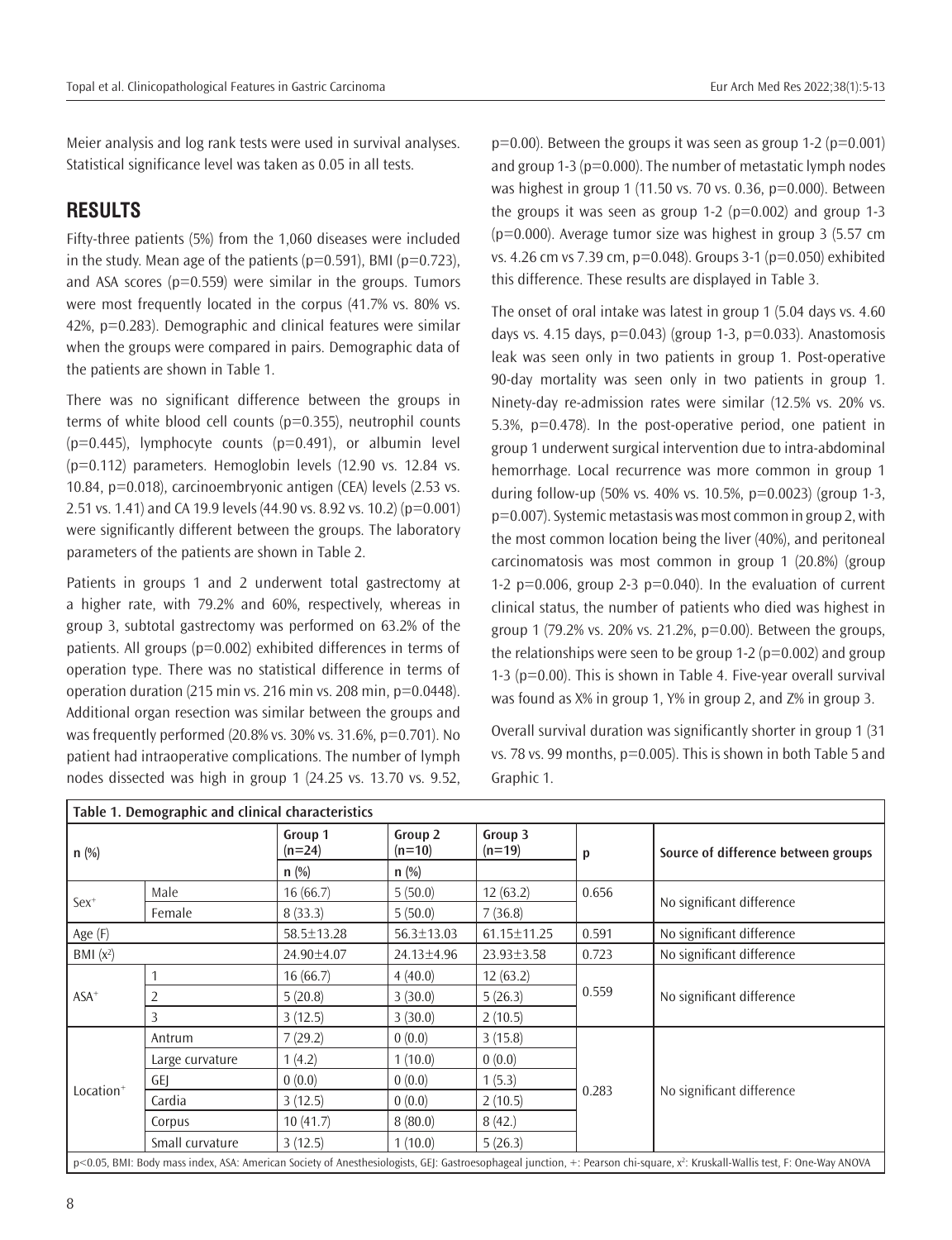Meier analysis and log rank tests were used in survival analyses. Statistical significance level was taken as 0.05 in all tests.

## RESULTS

Fifty-three patients (5%) from the 1,060 diseases were included in the study. Mean age of the patients (p=0.591), BMI (p=0.723), and ASA scores (p=0.559) were similar in the groups. Tumors were most frequently located in the corpus (41.7% vs. 80% vs. 42%, p=0.283). Demographic and clinical features were similar when the groups were compared in pairs. Demographic data of the patients are shown in Table 1.

There was no significant difference between the groups in terms of white blood cell counts (p=0.355), neutrophil counts (p=0.445), lymphocyte counts (p=0.491), or albumin level (p=0.112) parameters. Hemoglobin levels (12.90 vs. 12.84 vs. 10.84, p=0.018), carcinoembryonic antigen (CEA) levels (2.53 vs. 2.51 vs. 1.41) and CA 19.9 levels (44.90 vs. 8.92 vs. 10.2) (p=0.001) were significantly different between the groups. The laboratory parameters of the patients are shown in Table 2.

Patients in groups 1 and 2 underwent total gastrectomy at a higher rate, with 79.2% and 60%, respectively, whereas in group 3, subtotal gastrectomy was performed on 63.2% of the patients. All groups (p=0.002) exhibited differences in terms of operation type. There was no statistical difference in terms of operation duration (215 min vs. 216 min vs. 208 min, p=0.0448). Additional organ resection was similar between the groups and was frequently performed (20.8% vs. 30% vs. 31.6%, p=0.701). No patient had intraoperative complications. The number of lymph nodes dissected was high in group 1 (24.25 vs. 13.70 vs. 9.52, p=0.00). Between the groups it was seen as group 1-2 (p=0.001) and group 1-3 (p=0.000). The number of metastatic lymph nodes was highest in group 1 (11.50 vs. 70 vs. 0.36, p=0.000). Between the groups it was seen as group 1-2 (p=0.002) and group 1-3 (p=0.000). Average tumor size was highest in group 3 (5.57 cm vs. 4.26 cm vs 7.39 cm, p=0.048). Groups 3-1 (p=0.050) exhibited this difference. These results are displayed in Table 3.

The onset of oral intake was latest in group 1 (5.04 days vs. 4.60 days vs. 4.15 days, p=0.043) (group 1-3, p=0.033). Anastomosis leak was seen only in two patients in group 1. Post-operative 90-day mortality was seen only in two patients in group 1. Ninety-day re-admission rates were similar (12.5% vs. 20% vs. 5.3%, p=0.478). In the post-operative period, one patient in group 1 underwent surgical intervention due to intra-abdominal hemorrhage. Local recurrence was more common in group 1 during follow-up (50% vs. 40% vs. 10.5%, p=0.0023) (group 1-3, p=0.007). Systemic metastasis was most common in group 2, with the most common location being the liver (40%), and peritoneal carcinomatosis was most common in group 1 (20.8%) (group 1-2 p=0.006, group 2-3 p=0.040). In the evaluation of current clinical status, the number of patients who died was highest in group 1 (79.2% vs. 20% vs. 21.2%, p=0.00). Between the groups, the relationships were seen to be group 1-2 (p=0.002) and group 1-3 (p=0.00). This is shown in Table 4. Five-year overall survival was found as X% in group 1, Y% in group 2, and Z% in group 3.

Overall survival duration was significantly shorter in group 1 (31 vs. 78 vs. 99 months, p=0.005). This is shown in both Table 5 and Graphic 1.

**Table 1. Demographic and clinical characteristics**

| n (%) | | Group 1 (n=24) | Group 2 (n=10) | Group 3 (n=19) | p | Source of difference between groups |
|---|---|---|---|---|---|---|
| | | n (%) | n (%) | | | |
| Sex+ | Male | 16 (66.7) | 5 (50.0) | 12 (63.2) | 0.656 | No significant difference |
| | Female | 8 (33.3) | 5 (50.0) | 7 (36.8) | | |
| Age (F) | | 58.5±13.28 | 56.3±13.03 | 61.15±11.25 | 0.591 | No significant difference |
| BMI ($x^2$) | | 24.90±4.07 | 24.13±4.96 | 23.93±3.58 | 0.723 | No significant difference |
| ASA+ | 1 | 16 (66.7) | 4 (40.0) | 12 (63.2) | 0.559 | No significant difference |
| | 2 | 5 (20.8) | 3 (30.0) | 5 (26.3) | | |
| | 3 | 3 (12.5) | 3 (30.0) | 2 (10.5) | | |
| Location+ | Antrum | 7 (29.2) | 0 (0.0) | 3 (15.8) | 0.283 | No significant difference |
| | Large curvature | 1 (4.2) | 1 (10.0) | 0 (0.0) | | |
| | GEJ | 0 (0.0) | 0 (0.0) | 1 (5.3) | | |
| | Cardia | 3 (12.5) | 0 (0.0) | 2 (10.5) | | |
| | Corpus | 10 (41.7) | 8 (80.0) | 8 (42.) | | |
| | Small curvature | 3 (12.5) | 1 (10.0) | 5 (26.3) | | |

p<0.05, BMI: Body mass index, ASA: American Society of Anesthesiologists, GEJ: Gastroesophageal junction, +: Pearson chi-square, $x^2$: Kruskall-Wallis test, F: One-Way ANOVA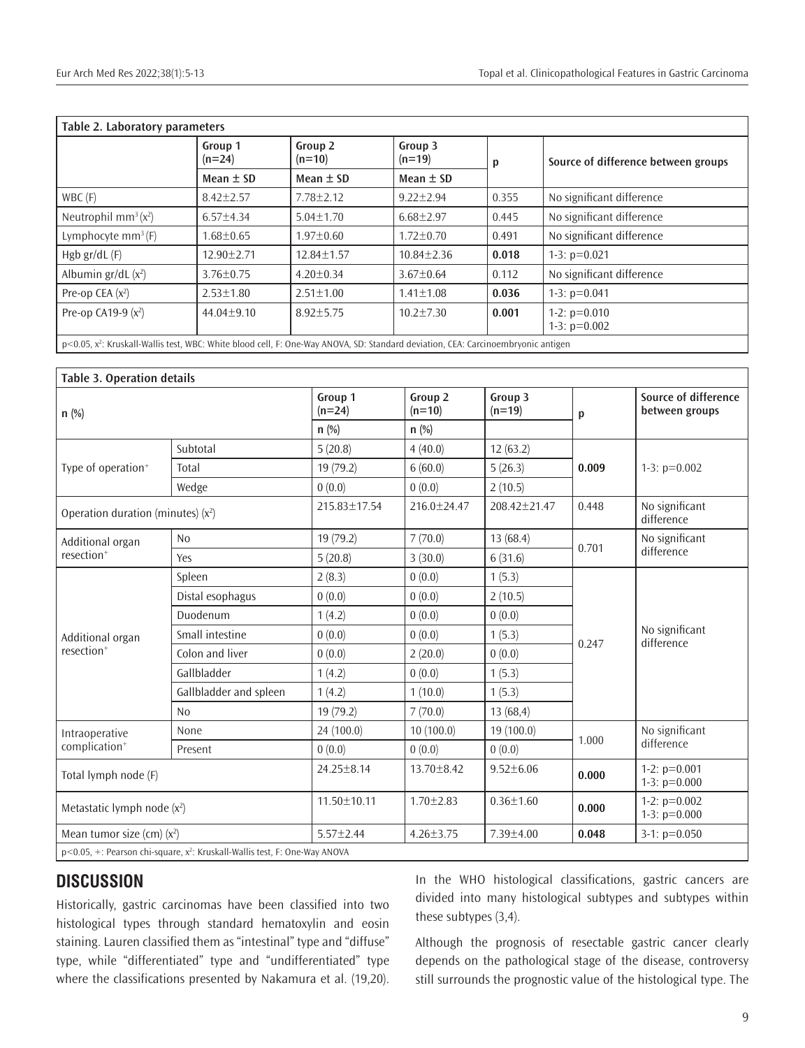**Table 2. Laboratory parameters**

| | Group 1 (n=24) | Group 2 (n=10) | Group 3 (n=19) | p | Source of difference between groups |
|---|---|---|---|---|---|
| | Mean ± SD | Mean ± SD | Mean ± SD | | |
| WBC (F) | 8.42±2.57 | 7.78±2.12 | 9.22±2.94 | 0.355 | No significant difference |
| Neutrophil $mm^3$ ($x^2$) | 6.57±4.34 | 5.04±1.70 | 6.68±2.97 | 0.445 | No significant difference |
| Lymphocyte $mm^3$ (F) | 1.68±0.65 | 1.97±0.60 | 1.72±0.70 | 0.491 | No significant difference |
| Hgb gr/dL (F) | 12.90±2.71 | 12.84±1.57 | 10.84±2.36 | **0.018** | 1-3: p=0.021 |
| Albumin gr/dL ($x^2$) | 3.76±0.75 | 4.20±0.34 | 3.67±0.64 | 0.112 | No significant difference |
| Pre-op CEA ($x^2$) | 2.53±1.80 | 2.51±1.00 | 1.41±1.08 | **0.036** | 1-3: p=0.041 |
| Pre-op CA19-9 ($x^2$) | 44.04±9.10 | 8.92±5.75 | 10.2±7.30 | **0.001** | 1-2: p=0.010<br>1-3: p=0.002 |

$p<0.05$, $x^2$: Kruskall-Wallis test, WBC: White blood cell, F: One-Way ANOVA, SD: Standard deviation, CEA: Carcinoembryonic antigen

**Table 3. Operation details**

| n (%) | | Group 1 (n=24) | Group 2 (n=10) | Group 3 (n=19) | p | Source of difference between groups |
|---|---|---|---|---|---|---|
| | | n (%) | n (%) | | | |
| Type of operation+ | Subtotal | 5 (20.8) | 4 (40.0) | 12 (63.2) | **0.009** | 1-3: p=0.002 |
| | Total | 19 (79.2) | 6 (60.0) | 5 (26.3) | | |
| | Wedge | 0 (0.0) | 0 (0.0) | 2 (10.5) | | |
| Operation duration (minutes) ($x^2$) | | 215.83±17.54 | 216.0±24.47 | 208.42±21.47 | 0.448 | No significant difference |
| Additional organ resection+ | No | 19 (79.2) | 7 (70.0) | 13 (68.4) | 0.701 | No significant difference |
| | Yes | 5 (20.8) | 3 (30.0) | 6 (31.6) | | |
| Additional organ resection+ | Spleen | 2 (8.3) | 0 (0.0) | 1 (5.3) | 0.247 | No significant difference |
| | Distal esophagus | 0 (0.0) | 0 (0.0) | 2 (10.5) | | |
| | Duodenum | 1 (4.2) | 0 (0.0) | 0 (0.0) | | |
| | Small intestine | 0 (0.0) | 0 (0.0) | 1 (5.3) | | |
| | Colon and liver | 0 (0.0) | 2 (20.0) | 0 (0.0) | | |
| | Gallbladder | 1 (4.2) | 0 (0.0) | 1 (5.3) | | |
| | Gallbladder and spleen | 1 (4.2) | 1 (10.0) | 1 (5.3) | | |
| | No | 19 (79.2) | 7 (70.0) | 13 (68,4) | | |
| Intraoperative complication+ | None | 24 (100.0) | 10 (100.0) | 19 (100.0) | 1.000 | No significant difference |
| | Present | 0 (0.0) | 0 (0.0) | 0 (0.0) | | |
| Total lymph node (F) | | 24.25±8.14 | 13.70±8.42 | 9.52±6.06 | **0.000** | 1-2: p=0.001<br>1-3: p=0.000 |
| Metastatic lymph node ($x^2$) | | 11.50±10.11 | 1.70±2.83 | 0.36±1.60 | **0.000** | 1-2: p=0.002<br>1-3: p=0.000 |
| Mean tumor size (cm) ($x^2$) | | 5.57±2.44 | 4.26±3.75 | 7.39±4.00 | **0.048** | 3-1: p=0.050 |

$p<0.05$, +: Pearson chi-square, $x^2$: Kruskall-Wallis test, F: One-Way ANOVA

## DISCUSSION

Historically, gastric carcinomas have been classified into two histological types through standard hematoxylin and eosin staining. Lauren classified them as "intestinal" type and "diffuse" type, while "differentiated" type and "undifferentiated" type where the classifications presented by Nakamura et al. (19,20). In the WHO histological classifications, gastric cancers are divided into many histological subtypes and subtypes within these subtypes (3,4).

Although the prognosis of resectable gastric cancer clearly depends on the pathological stage of the disease, controversy still surrounds the prognostic value of the histological type. The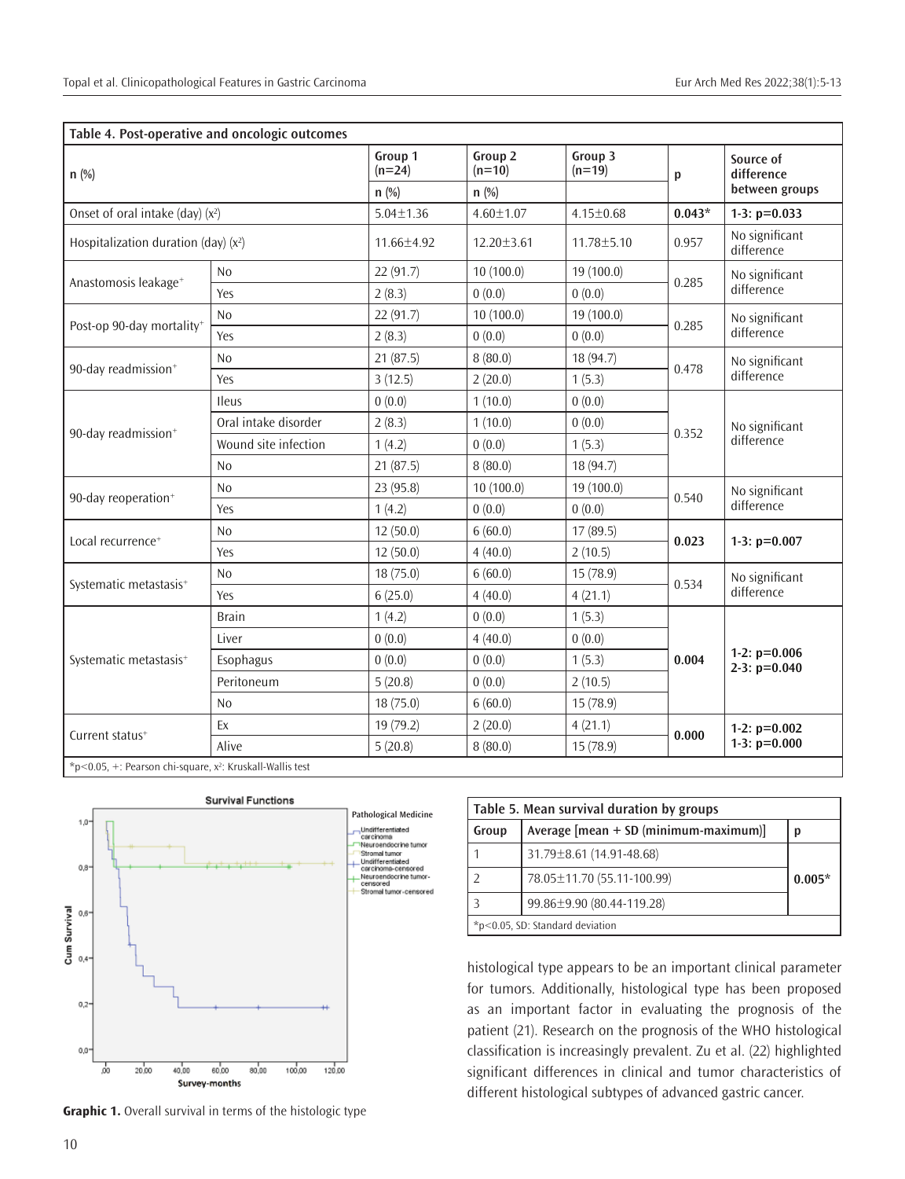**Table 4. Post-operative and oncologic outcomes**

| n (%) | | Group 1 (n=24) n (%) | Group 2 (n=10) n (%) | Group 3 (n=19) | p | Source of difference between groups |
|---|---|---|---|---|---|---|
| Onset of oral intake (day) ($x^2$) | | 5.04±1.36 | 4.60±1.07 | 4.15±0.68 | **0.043*** | **1-3: p=0.033** |
| Hospitalization duration (day) ($x^2$) | | 11.66±4.92 | 12.20±3.61 | 11.78±5.10 | 0.957 | No significant difference |
| Anastomosis leakage+ | No | 22 (91.7) | 10 (100.0) | 19 (100.0) | 0.285 | No significant difference |
| | Yes | 2 (8.3) | 0 (0.0) | 0 (0.0) | | |
| Post-op 90-day mortality+ | No | 22 (91.7) | 10 (100.0) | 19 (100.0) | 0.285 | No significant difference |
| | Yes | 2 (8.3) | 0 (0.0) | 0 (0.0) | | |
| 90-day readmission+ | No | 21 (87.5) | 8 (80.0) | 18 (94.7) | 0.478 | No significant difference |
| | Yes | 3 (12.5) | 2 (20.0) | 1 (5.3) | | |
| 90-day readmission+ | Ileus | 0 (0.0) | 1 (10.0) | 0 (0.0) | 0.352 | No significant difference |
| | Oral intake disorder | 2 (8.3) | 1 (10.0) | 0 (0.0) | | |
| | Wound site infection | 1 (4.2) | 0 (0.0) | 1 (5.3) | | |
| | No | 21 (87.5) | 8 (80.0) | 18 (94.7) | | |
| 90-day reoperation+ | No | 23 (95.8) | 10 (100.0) | 19 (100.0) | 0.540 | No significant difference |
| | Yes | 1 (4.2) | 0 (0.0) | 0 (0.0) | | |
| Local recurrence+ | No | 12 (50.0) | 6 (60.0) | 17 (89.5) | **0.023** | **1-3: p=0.007** |
| | Yes | 12 (50.0) | 4 (40.0) | 2 (10.5) | | |
| Systematic metastasis+ | No | 18 (75.0) | 6 (60.0) | 15 (78.9) | 0.534 | No significant difference |
| | Yes | 6 (25.0) | 4 (40.0) | 4 (21.1) | | |
| Systematic metastasis+ | Brain | 1 (4.2) | 0 (0.0) | 1 (5.3) | **0.004** | **1-2: p=0.006 2-3: p=0.040** |
| | Liver | 0 (0.0) | 4 (40.0) | 0 (0.0) | | |
| | Esophagus | 0 (0.0) | 0 (0.0) | 1 (5.3) | | |
| | Peritoneum | 5 (20.8) | 0 (0.0) | 2 (10.5) | | |
| | No | 18 (75.0) | 6 (60.0) | 15 (78.9) | | |
| Current status+ | Ex | 19 (79.2) | 2 (20.0) | 4 (21.1) | **0.000** | **1-2: p=0.002 1-3: p=0.000** |
| | Alive | 5 (20.8) | 8 (80.0) | 15 (78.9) | | |

*p<0.05, +: Pearson chi-square, $x^2$: Kruskall-Wallis test

**Graphic 1.** Overall survival in terms of the histologic type

**Table 5. Mean survival duration by groups**

| Group | Average [mean + SD (minimum-maximum)] | p |
|---|---|---|
| 1 | 31.79±8.61 (14.91-48.68) | **0.005*** |
| 2 | 78.05±11.70 (55.11-100.99) | |
| 3 | 99.86±9.90 (80.44-119.28) | |

*p<0.05, SD: Standard deviation

histological type appears to be an important clinical parameter for tumors. Additionally, histological type has been proposed as an important factor in evaluating the prognosis of the patient (21). Research on the prognosis of the WHO histological classification is increasingly prevalent. Zu et al. (22) highlighted significant differences in clinical and tumor characteristics of different histological subtypes of advanced gastric cancer.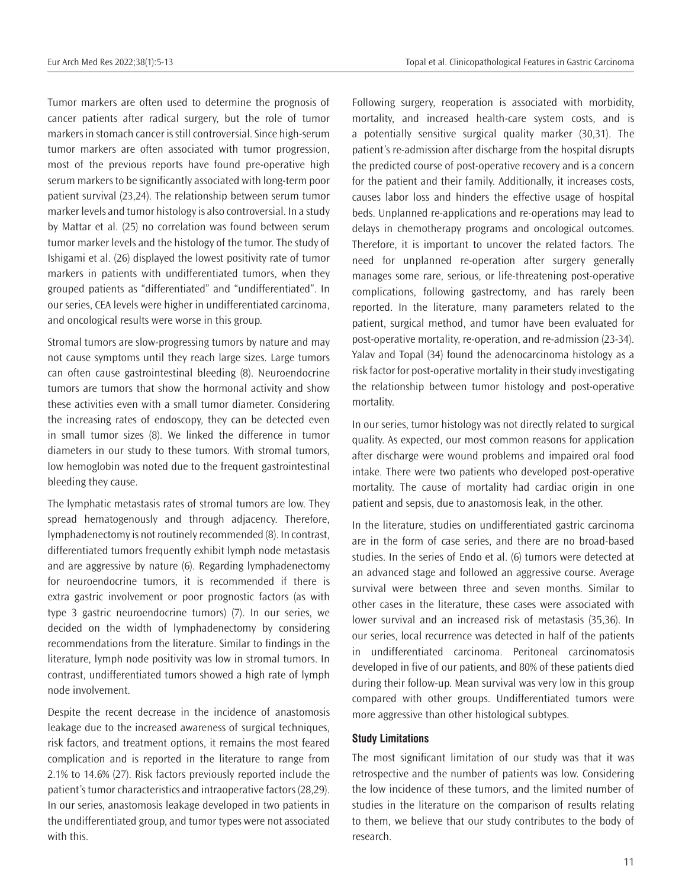Tumor markers are often used to determine the prognosis of cancer patients after radical surgery, but the role of tumor markers in stomach cancer is still controversial. Since high-serum tumor markers are often associated with tumor progression, most of the previous reports have found pre-operative high serum markers to be significantly associated with long-term poor patient survival (23,24). The relationship between serum tumor marker levels and tumor histology is also controversial. In a study by Mattar et al. (25) no correlation was found between serum tumor marker levels and the histology of the tumor. The study of Ishigami et al. (26) displayed the lowest positivity rate of tumor markers in patients with undifferentiated tumors, when they grouped patients as "differentiated" and "undifferentiated". In our series, CEA levels were higher in undifferentiated carcinoma, and oncological results were worse in this group.

Stromal tumors are slow-progressing tumors by nature and may not cause symptoms until they reach large sizes. Large tumors can often cause gastrointestinal bleeding (8). Neuroendocrine tumors are tumors that show the hormonal activity and show these activities even with a small tumor diameter. Considering the increasing rates of endoscopy, they can be detected even in small tumor sizes (8). We linked the difference in tumor diameters in our study to these tumors. With stromal tumors, low hemoglobin was noted due to the frequent gastrointestinal bleeding they cause.

The lymphatic metastasis rates of stromal tumors are low. They spread hematogenously and through adjacency. Therefore, lymphadenectomy is not routinely recommended (8). In contrast, differentiated tumors frequently exhibit lymph node metastasis and are aggressive by nature (6). Regarding lymphadenectomy for neuroendocrine tumors, it is recommended if there is extra gastric involvement or poor prognostic factors (as with type 3 gastric neuroendocrine tumors) (7). In our series, we decided on the width of lymphadenectomy by considering recommendations from the literature. Similar to findings in the literature, lymph node positivity was low in stromal tumors. In contrast, undifferentiated tumors showed a high rate of lymph node involvement.

Despite the recent decrease in the incidence of anastomosis leakage due to the increased awareness of surgical techniques, risk factors, and treatment options, it remains the most feared complication and is reported in the literature to range from 2.1% to 14.6% (27). Risk factors previously reported include the patient's tumor characteristics and intraoperative factors (28,29). In our series, anastomosis leakage developed in two patients in the undifferentiated group, and tumor types were not associated with this.

Following surgery, reoperation is associated with morbidity, mortality, and increased health-care system costs, and is a potentially sensitive surgical quality marker (30,31). The patient's re-admission after discharge from the hospital disrupts the predicted course of post-operative recovery and is a concern for the patient and their family. Additionally, it increases costs, causes labor loss and hinders the effective usage of hospital beds. Unplanned re-applications and re-operations may lead to delays in chemotherapy programs and oncological outcomes. Therefore, it is important to uncover the related factors. The need for unplanned re-operation after surgery generally manages some rare, serious, or life-threatening post-operative complications, following gastrectomy, and has rarely been reported. In the literature, many parameters related to the patient, surgical method, and tumor have been evaluated for post-operative mortality, re-operation, and re-admission (23-34). Yalav and Topal (34) found the adenocarcinoma histology as a risk factor for post-operative mortality in their study investigating the relationship between tumor histology and post-operative mortality.

In our series, tumor histology was not directly related to surgical quality. As expected, our most common reasons for application after discharge were wound problems and impaired oral food intake. There were two patients who developed post-operative mortality. The cause of mortality had cardiac origin in one patient and sepsis, due to anastomosis leak, in the other.

In the literature, studies on undifferentiated gastric carcinoma are in the form of case series, and there are no broad-based studies. In the series of Endo et al. (6) tumors were detected at an advanced stage and followed an aggressive course. Average survival were between three and seven months. Similar to other cases in the literature, these cases were associated with lower survival and an increased risk of metastasis (35,36). In our series, local recurrence was detected in half of the patients in undifferentiated carcinoma. Peritoneal carcinomatosis developed in five of our patients, and 80% of these patients died during their follow-up. Mean survival was very low in this group compared with other groups. Undifferentiated tumors were more aggressive than other histological subtypes.

### Study Limitations

The most significant limitation of our study was that it was retrospective and the number of patients was low. Considering the low incidence of these tumors, and the limited number of studies in the literature on the comparison of results relating to them, we believe that our study contributes to the body of research.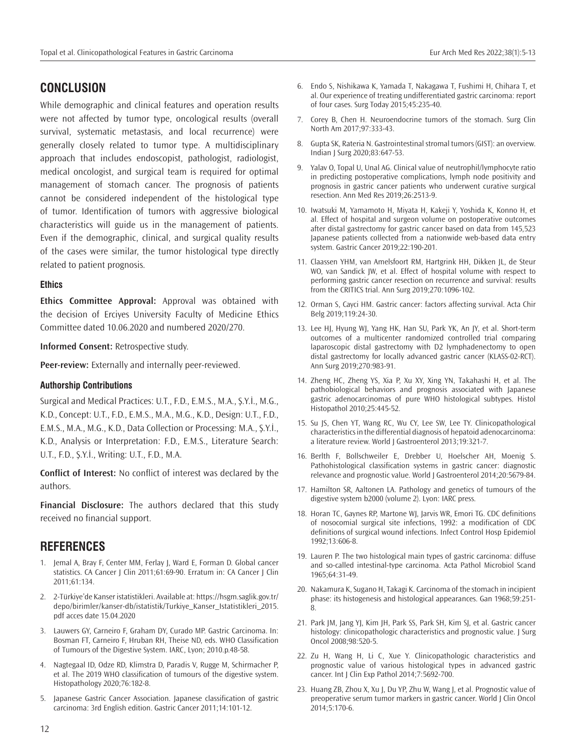## CONCLUSION

While demographic and clinical features and operation results were not affected by tumor type, oncological results (overall survival, systematic metastasis, and local recurrence) were generally closely related to tumor type. A multidisciplinary approach that includes endoscopist, pathologist, radiologist, medical oncologist, and surgical team is required for optimal management of stomach cancer. The prognosis of patients cannot be considered independent of the histological type of tumor. Identification of tumors with aggressive biological characteristics will guide us in the management of patients. Even if the demographic, clinical, and surgical quality results of the cases were similar, the tumor histological type directly related to patient prognosis.

### Ethics

**Ethics Committee Approval:** Approval was obtained with the decision of Erciyes University Faculty of Medicine Ethics Committee dated 10.06.2020 and numbered 2020/270.

**Informed Consent:** Retrospective study.

**Peer-review:** Externally and internally peer-reviewed.

### Authorship Contributions

Surgical and Medical Practices: U.T., F.D., E.M.S., M.A., Ş.Y.İ., M.G., K.D., Concept: U.T., F.D., E.M.S., M.A., M.G., K.D., Design: U.T., F.D., E.M.S., M.A., M.G., K.D., Data Collection or Processing: M.A., Ş.Y.İ., K.D., Analysis or Interpretation: F.D., E.M.S., Literature Search: U.T., F.D., Ş.Y.İ., Writing: U.T., F.D., M.A.

**Conflict of Interest:** No conflict of interest was declared by the authors.

**Financial Disclosure:** The authors declared that this study received no financial support.

## REFERENCES

1. Jemal A, Bray F, Center MM, Ferlay J, Ward E, Forman D. Global cancer statistics. CA Cancer J Clin 2011;61:69-90. Erratum in: CA Cancer J Clin 2011;61:134.
2. 2-Türkiye'de Kanser istatistikleri. Available at: https://hsgm.saglik.gov.tr/depo/birimler/kanser-db/istatistik/Turkiye_Kanser_Istatistikleri_2015.pdf acces date 15.04.2020
3. Lauwers GY, Carneiro F, Graham DY, Curado MP. Gastric Carcinoma. In: Bosman FT, Carneiro F, Hruban RH, Theise ND, eds. WHO Classification of Tumours of the Digestive System. IARC, Lyon; 2010.p.48-58.
4. Nagtegaal ID, Odze RD, Klimstra D, Paradis V, Rugge M, Schirmacher P, et al. The 2019 WHO classification of tumours of the digestive system. Histopathology 2020;76:182-8.
5. Japanese Gastric Cancer Association. Japanese classification of gastric carcinoma: 3rd English edition. Gastric Cancer 2011;14:101-12.
6. Endo S, Nishikawa K, Yamada T, Nakagawa T, Fushimi H, Chihara T, et al. Our experience of treating undifferentiated gastric carcinoma: report of four cases. Surg Today 2015;45:235-40.
7. Corey B, Chen H. Neuroendocrine tumors of the stomach. Surg Clin North Am 2017;97:333-43.
8. Gupta SK, Rateria N. Gastrointestinal stromal tumors (GIST): an overview. Indian J Surg 2020;83:647-53.
9. Yalav O, Topal U, Unal AG. Clinical value of neutrophil/lymphocyte ratio in predicting postoperative complications, lymph node positivity and prognosis in gastric cancer patients who underwent curative surgical resection. Ann Med Res 2019;26:2513-9.
10. Iwatsuki M, Yamamoto H, Miyata H, Kakeji Y, Yoshida K, Konno H, et al. Effect of hospital and surgeon volume on postoperative outcomes after distal gastrectomy for gastric cancer based on data from 145,523 Japanese patients collected from a nationwide web-based data entry system. Gastric Cancer 2019;22:190-201.
11. Claassen YHM, van Amelsfoort RM, Hartgrink HH, Dikken JL, de Steur WO, van Sandick JW, et al. Effect of hospital volume with respect to performing gastric cancer resection on recurrence and survival: results from the CRITICS trial. Ann Surg 2019;270:1096-102.
12. Orman S, Cayci HM. Gastric cancer: factors affecting survival. Acta Chir Belg 2019;119:24-30.
13. Lee HJ, Hyung WJ, Yang HK, Han SU, Park YK, An JY, et al. Short-term outcomes of a multicenter randomized controlled trial comparing laparoscopic distal gastrectomy with D2 lymphadenectomy to open distal gastrectomy for locally advanced gastric cancer (KLASS-02-RCT). Ann Surg 2019;270:983-91.
14. Zheng HC, Zheng YS, Xia P, Xu XY, Xing YN, Takahashi H, et al. The pathobiological behaviors and prognosis associated with Japanese gastric adenocarcinomas of pure WHO histological subtypes. Histol Histopathol 2010;25:445-52.
15. Su JS, Chen YT, Wang RC, Wu CY, Lee SW, Lee TY. Clinicopathological characteristics in the differential diagnosis of hepatoid adenocarcinoma: a literature review. World J Gastroenterol 2013;19:321-7.
16. Berlth F, Bollschweiler E, Drebber U, Hoelscher AH, Moenig S. Pathohistological classification systems in gastric cancer: diagnostic relevance and prognostic value. World J Gastroenterol 2014;20:5679-84.
17. Hamilton SR, Aaltonen LA. Pathology and genetics of tumours of the digestive system b2000 (volume 2). Lyon: IARC press.
18. Horan TC, Gaynes RP, Martone WJ, Jarvis WR, Emori TG. CDC definitions of nosocomial surgical site infections, 1992: a modification of CDC definitions of surgical wound infections. Infect Control Hosp Epidemiol 1992;13:606-8.
19. Lauren P. The two histological main types of gastric carcinoma: diffuse and so-called intestinal-type carcinoma. Acta Pathol Microbiol Scand 1965;64:31-49.
20. Nakamura K, Sugano H, Takagi K. Carcinoma of the stomach in incipient phase: its histogenesis and histological appearances. Gan 1968;59:251-8.
21. Park JM, Jang YJ, Kim JH, Park SS, Park SH, Kim SJ, et al. Gastric cancer histology: clinicopathologic characteristics and prognostic value. J Surg Oncol 2008;98:520-5.
22. Zu H, Wang H, Li C, Xue Y. Clinicopathologic characteristics and prognostic value of various histological types in advanced gastric cancer. Int J Clin Exp Pathol 2014;7:5692-700.
23. Huang ZB, Zhou X, Xu J, Du YP, Zhu W, Wang J, et al. Prognostic value of preoperative serum tumor markers in gastric cancer. World J Clin Oncol 2014;5:170-6.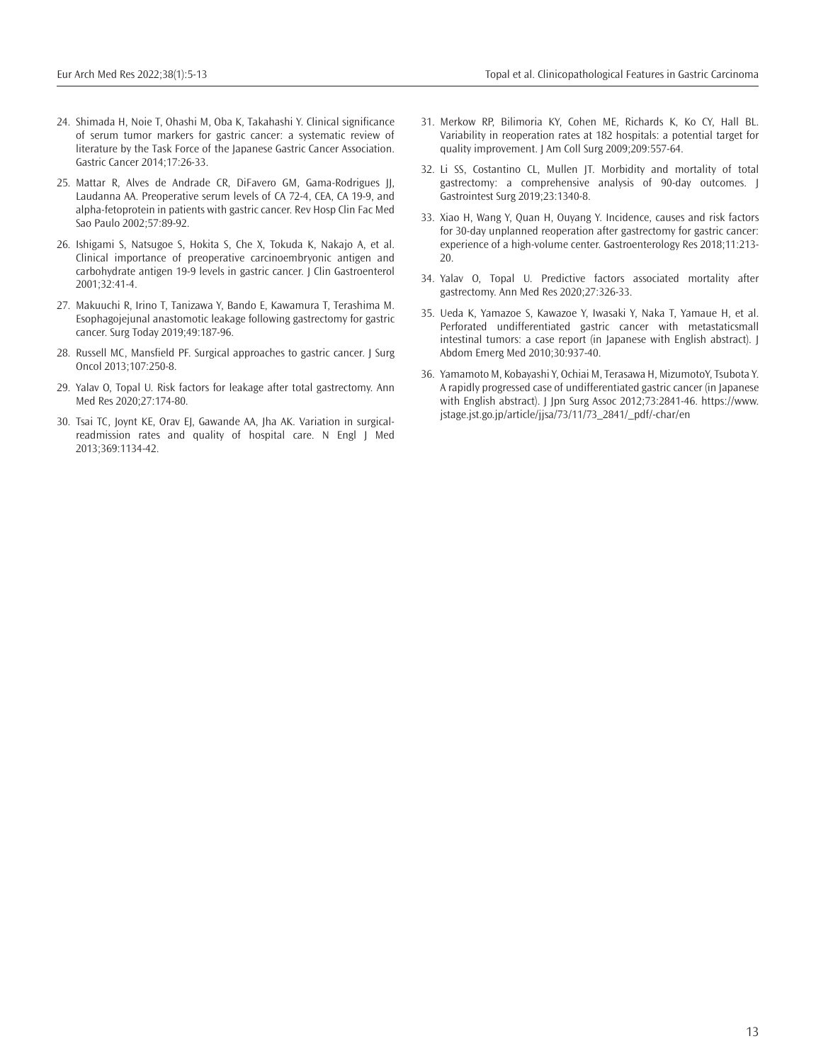24. Shimada H, Noie T, Ohashi M, Oba K, Takahashi Y. Clinical significance of serum tumor markers for gastric cancer: a systematic review of literature by the Task Force of the Japanese Gastric Cancer Association. Gastric Cancer 2014;17:26-33.
25. Mattar R, Alves de Andrade CR, DiFavero GM, Gama-Rodrigues JJ, Laudanna AA. Preoperative serum levels of CA 72-4, CEA, CA 19-9, and alpha-fetoprotein in patients with gastric cancer. Rev Hosp Clin Fac Med Sao Paulo 2002;57:89-92.
26. Ishigami S, Natsugoe S, Hokita S, Che X, Tokuda K, Nakajo A, et al. Clinical importance of preoperative carcinoembryonic antigen and carbohydrate antigen 19-9 levels in gastric cancer. J Clin Gastroenterol 2001;32:41-4.
27. Makuuchi R, Irino T, Tanizawa Y, Bando E, Kawamura T, Terashima M. Esophagojejunal anastomotic leakage following gastrectomy for gastric cancer. Surg Today 2019;49:187-96.
28. Russell MC, Mansfield PF. Surgical approaches to gastric cancer. J Surg Oncol 2013;107:250-8.
29. Yalav O, Topal U. Risk factors for leakage after total gastrectomy. Ann Med Res 2020;27:174-80.
30. Tsai TC, Joynt KE, Orav EJ, Gawande AA, Jha AK. Variation in surgical-readmission rates and quality of hospital care. N Engl J Med 2013;369:1134-42.
31. Merkow RP, Bilimoria KY, Cohen ME, Richards K, Ko CY, Hall BL. Variability in reoperation rates at 182 hospitals: a potential target for quality improvement. J Am Coll Surg 2009;209:557-64.
32. Li SS, Costantino CL, Mullen JT. Morbidity and mortality of total gastrectomy: a comprehensive analysis of 90-day outcomes. J Gastrointest Surg 2019;23:1340-8.
33. Xiao H, Wang Y, Quan H, Ouyang Y. Incidence, causes and risk factors for 30-day unplanned reoperation after gastrectomy for gastric cancer: experience of a high-volume center. Gastroenterology Res 2018;11:213-20.
34. Yalav O, Topal U. Predictive factors associated mortality after gastrectomy. Ann Med Res 2020;27:326-33.
35. Ueda K, Yamazoe S, Kawazoe Y, Iwasaki Y, Naka T, Yamaue H, et al. Perforated undifferentiated gastric cancer with metastaticsmall intestinal tumors: a case report (in Japanese with English abstract). J Abdom Emerg Med 2010;30:937-40.
36. Yamamoto M, Kobayashi Y, Ochiai M, Terasawa H, MizumotoY, Tsubota Y. A rapidly progressed case of undifferentiated gastric cancer (in Japanese with English abstract). J Jpn Surg Assoc 2012;73:2841-46. https://www.jstage.jst.go.jp/article/jjsa/73/11/73_2841/_pdf/-char/en